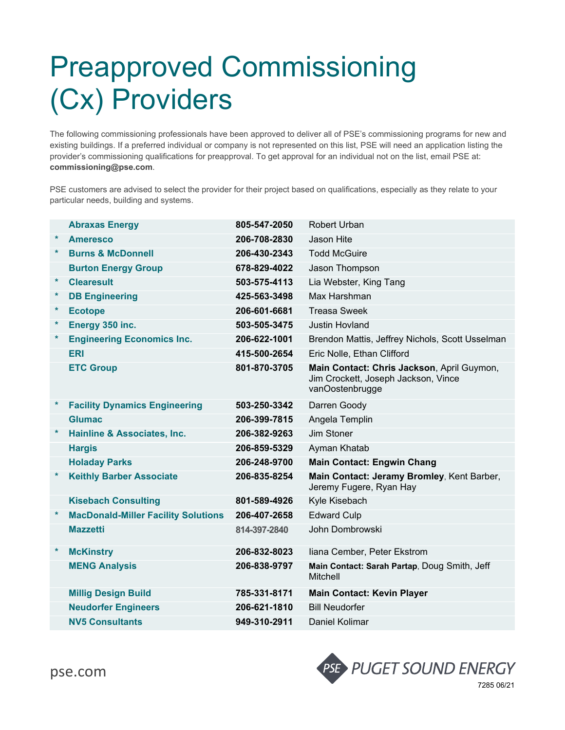# Preapproved Commissioning (Cx) Providers

The following commissioning professionals have been approved to deliver all of PSE's commissioning programs for new and existing buildings. If a preferred individual or company is not represented on this list, PSE will need an application listing the provider's commissioning qualifications for preapproval. To get approval for an individual not on the list, email PSE at: **commissioning@pse.com**.

PSE customers are advised to select the provider for their project based on qualifications, especially as they relate to your particular needs, building and systems.

| | Provider | Phone | Contact |
|---|---|---|---|
| | **Abraxas Energy** | **805-547-2050** | Robert Urban |
| * | **Ameresco** | **206-708-2830** | Jason Hite |
| * | **Burns & McDonnell** | **206-430-2343** | Todd McGuire |
| | **Burton Energy Group** | **678-829-4022** | Jason Thompson |
| * | **Clearesult** | **503-575-4113** | Lia Webster, King Tang |
| * | **DB Engineering** | **425-563-3498** | Max Harshman |
| * | **Ecotope** | **206-601-6681** | Treasa Sweek |
| * | **Energy 350 inc.** | **503-505-3475** | Justin Hovland |
| * | **Engineering Economics Inc.** | **206-622-1001** | Brendon Mattis, Jeffrey Nichols, Scott Usselman |
| | **ERI** | **415-500-2654** | Eric Nolle, Ethan Clifford |
| | **ETC Group** | **801-870-3705** | **Main Contact: Chris Jackson**, April Guymon, Jim Crockett, Joseph Jackson, Vince vanOostenbrugge |
| * | **Facility Dynamics Engineering** | **503-250-3342** | Darren Goody |
| | **Glumac** | **206-399-7815** | Angela Templin |
| * | **Hainline & Associates, Inc.** | **206-382-9263** | Jim Stoner |
| | **Hargis** | **206-859-5329** | Ayman Khatab |
| | **Holaday Parks** | **206-248-9700** | **Main Contact: Engwin Chang** |
| * | **Keithly Barber Associate** | **206-835-8254** | **Main Contact: Jeramy Bromley**, Kent Barber, Jeremy Fugere, Ryan Hay |
| | **Kisebach Consulting** | **801-589-4926** | Kyle Kisebach |
| * | **MacDonald-Miller Facility Solutions** | **206-407-2658** | Edward Culp |
| | **Mazzetti** | 814-397-2840 | John Dombrowski |
| * | **McKinstry** | **206-832-8023** | Iiana Cember, Peter Ekstrom |
| | **MENG Analysis** | **206-838-9797** | **Main Contact: Sarah Partap**, Doug Smith, Jeff Mitchell |
| | **Millig Design Build** | **785-331-8171** | **Main Contact: Kevin Player** |
| | **Neudorfer Engineers** | **206-621-1810** | Bill Neudorfer |
| | **NV5 Consultants** | **949-310-2911** | Daniel Kolimar |

pse.com

PSE PUGET SOUND ENERGY

7285 06/21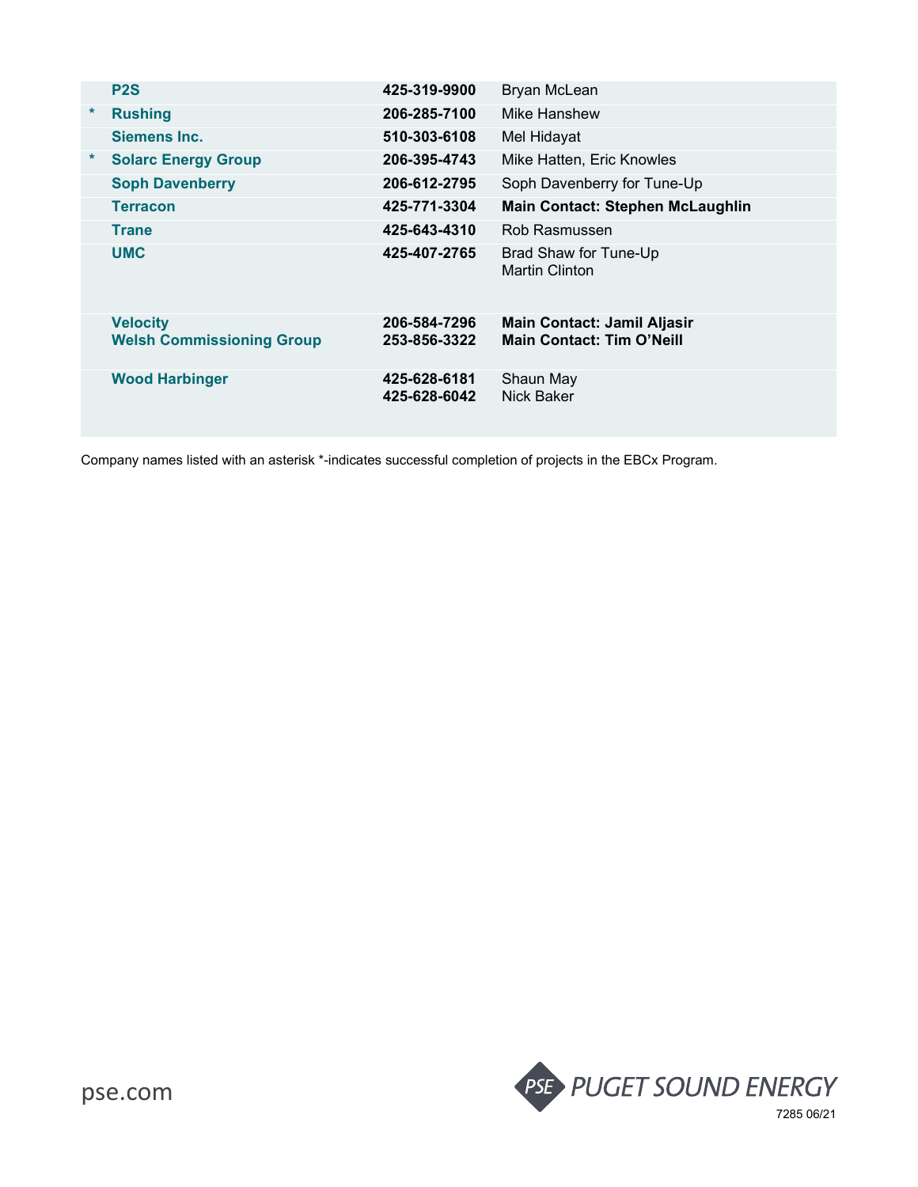| | | | |
|---|---|---|---|
| | **P2S** | **425-319-9900** | Bryan McLean |
| * | **Rushing** | **206-285-7100** | Mike Hanshew |
| | **Siemens Inc.** | **510-303-6108** | Mel Hidayat |
| * | **Solarc Energy Group** | **206-395-4743** | Mike Hatten, Eric Knowles |
| | **Soph Davenberry** | **206-612-2795** | Soph Davenberry for Tune-Up |
| | **Terracon** | **425-771-3304** | **Main Contact: Stephen McLaughlin** |
| | **Trane** | **425-643-4310** | Rob Rasmussen |
| | **UMC** | **425-407-2765** | Brad Shaw for Tune-Up<br>Martin Clinton |
| | **Velocity**<br>**Welsh Commissioning Group** | **206-584-7296**<br>**253-856-3322** | **Main Contact: Jamil Aljasir**<br>**Main Contact: Tim O'Neill** |
| | **Wood Harbinger** | **425-628-6181**<br>**425-628-6042** | Shaun May<br>Nick Baker |

Company names listed with an asterisk *-indicates successful completion of projects in the EBCx Program.

pse.com

PSE PUGET SOUND ENERGY

7285 06/21